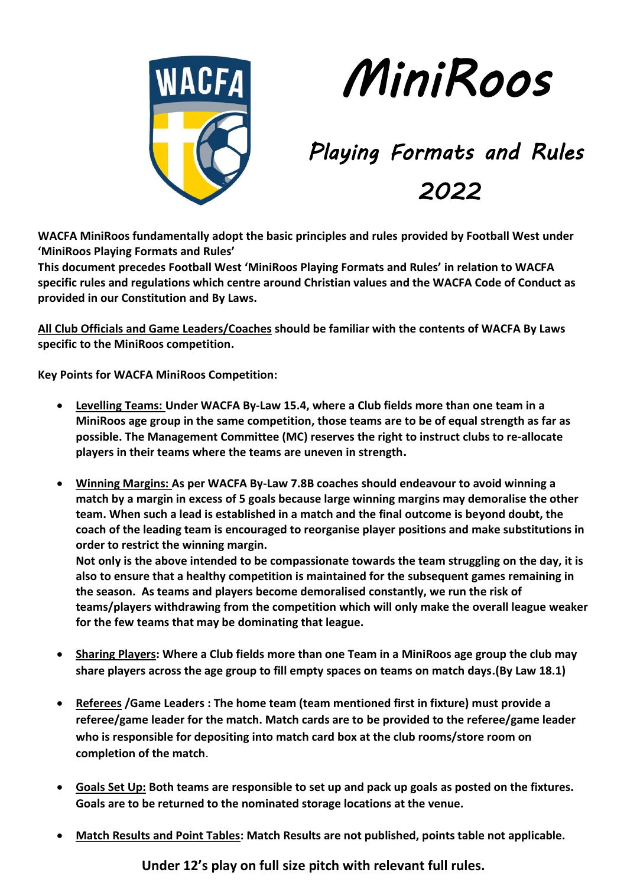# MiniRoos

## Playing Formats and Rules 2022

**WACFA MiniRoos fundamentally adopt the basic principles and rules provided by Football West under 'MiniRoos Playing Formats and Rules'**
**This document precedes Football West 'MiniRoos Playing Formats and Rules' in relation to WACFA specific rules and regulations which centre around Christian values and the WACFA Code of Conduct as provided in our Constitution and By Laws.**

**<u>All Club Officials and Game Leaders/Coaches</u> should be familiar with the contents of WACFA By Laws specific to the MiniRoos competition.**

**Key Points for WACFA MiniRoos Competition:**

- **<u>Levelling Teams:</u> Under WACFA By-Law 15.4, where a Club fields more than one team in a MiniRoos age group in the same competition, those teams are to be of equal strength as far as possible. The Management Committee (MC) reserves the right to instruct clubs to re-allocate players in their teams where the teams are uneven in strength.**

- **<u>Winning Margins:</u> As per WACFA By-Law 7.8B coaches should endeavour to avoid winning a match by a margin in excess of 5 goals because large winning margins may demoralise the other team. When such a lead is established in a match and the final outcome is beyond doubt, the coach of the leading team is encouraged to reorganise player positions and make substitutions in order to restrict the winning margin.**
  **Not only is the above intended to be compassionate towards the team struggling on the day, it is also to ensure that a healthy competition is maintained for the subsequent games remaining in the season. As teams and players become demoralised constantly, we run the risk of teams/players withdrawing from the competition which will only make the overall league weaker for the few teams that may be dominating that league.**

- **<u>Sharing Players</u>: Where a Club fields more than one Team in a MiniRoos age group the club may share players across the age group to fill empty spaces on teams on match days.(By Law 18.1)**

- **<u>Referees</u> /Game Leaders : The home team (team mentioned first in fixture) must provide a referee/game leader for the match. Match cards are to be provided to the referee/game leader who is responsible for depositing into match card box at the club rooms/store room on completion of the match**.

- **<u>Goals Set Up:</u> Both teams are responsible to set up and pack up goals as posted on the fixtures. Goals are to be returned to the nominated storage locations at the venue.**

- **<u>Match Results and Point Tables</u>: Match Results are not published, points table not applicable.**

**Under 12's play on full size pitch with relevant full rules.**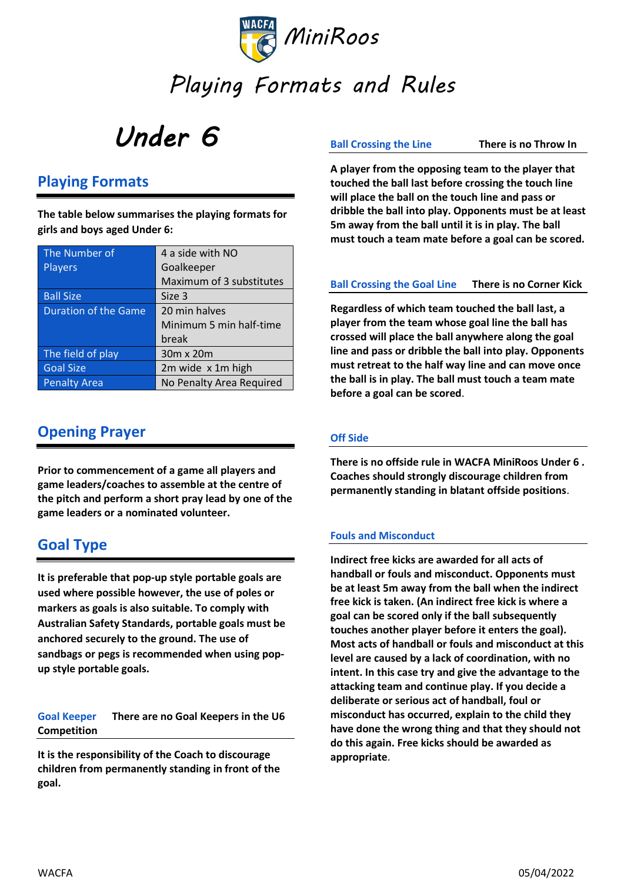# MiniRoos

# Playing Formats and Rules

# Under 6

## Playing Formats

**The table below summarises the playing formats for girls and boys aged Under 6:**

| The Number of Players | 4 a side with NO Goalkeeper Maximum of 3 substitutes |
|---|---|
| Ball Size | Size 3 |
| Duration of the Game | 20 min halves Minimum 5 min half-time break |
| The field of play | 30m x 20m |
| Goal Size | 2m wide x 1m high |
| Penalty Area | No Penalty Area Required |

## Opening Prayer

**Prior to commencement of a game all players and game leaders/coaches to assemble at the centre of the pitch and perform a short pray lead by one of the game leaders or a nominated volunteer.**

## Goal Type

**It is preferable that pop-up style portable goals are used where possible however, the use of poles or markers as goals is also suitable. To comply with Australian Safety Standards, portable goals must be anchored securely to the ground. The use of sandbags or pegs is recommended when using pop-up style portable goals.**

### Goal Keeper — There are no Goal Keepers in the U6 Competition

**It is the responsibility of the Coach to discourage children from permanently standing in front of the goal.**

### Ball Crossing the Line — There is no Throw In

**A player from the opposing team to the player that touched the ball last before crossing the touch line will place the ball on the touch line and pass or dribble the ball into play. Opponents must be at least 5m away from the ball until it is in play. The ball must touch a team mate before a goal can be scored.**

### Ball Crossing the Goal Line — There is no Corner Kick

**Regardless of which team touched the ball last, a player from the team whose goal line the ball has crossed will place the ball anywhere along the goal line and pass or dribble the ball into play. Opponents must retreat to the half way line and can move once the ball is in play. The ball must touch a team mate before a goal can be scored.**

### Off Side

**There is no offside rule in WACFA MiniRoos Under 6 . Coaches should strongly discourage children from permanently standing in blatant offside positions.**

### Fouls and Misconduct

**Indirect free kicks are awarded for all acts of handball or fouls and misconduct. Opponents must be at least 5m away from the ball when the indirect free kick is taken. (An indirect free kick is where a goal can be scored only if the ball subsequently touches another player before it enters the goal). Most acts of handball or fouls and misconduct at this level are caused by a lack of coordination, with no intent. In this case try and give the advantage to the attacking team and continue play. If you decide a deliberate or serious act of handball, foul or misconduct has occurred, explain to the child they have done the wrong thing and that they should not do this again. Free kicks should be awarded as appropriate.**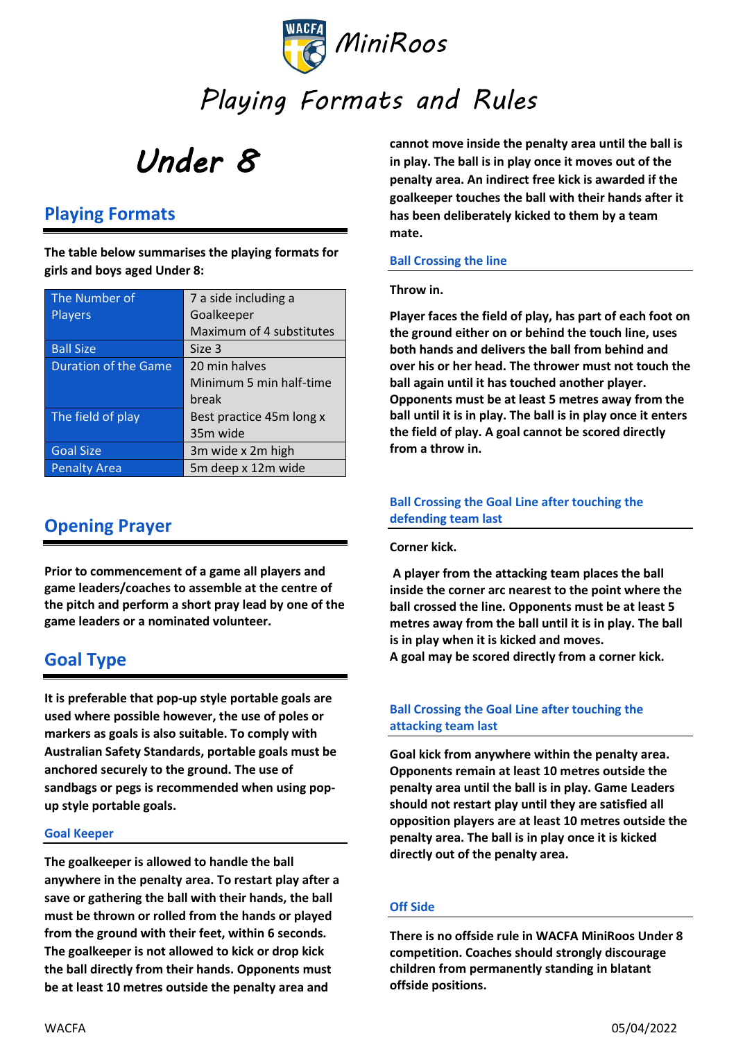# MiniRoos

# Playing Formats and Rules

# Under 8

## Playing Formats

**The table below summarises the playing formats for girls and boys aged Under 8:**

| | |
|---|---|
| The Number of Players | 7 a side including a Goalkeeper Maximum of 4 substitutes |
| Ball Size | Size 3 |
| Duration of the Game | 20 min halves Minimum 5 min half-time break |
| The field of play | Best practice 45m long x 35m wide |
| Goal Size | 3m wide x 2m high |
| Penalty Area | 5m deep x 12m wide |

## Opening Prayer

**Prior to commencement of a game all players and game leaders/coaches to assemble at the centre of the pitch and perform a short pray lead by one of the game leaders or a nominated volunteer.**

## Goal Type

**It is preferable that pop-up style portable goals are used where possible however, the use of poles or markers as goals is also suitable. To comply with Australian Safety Standards, portable goals must be anchored securely to the ground. The use of sandbags or pegs is recommended when using pop-up style portable goals.**

### Goal Keeper

**The goalkeeper is allowed to handle the ball anywhere in the penalty area. To restart play after a save or gathering the ball with their hands, the ball must be thrown or rolled from the hands or played from the ground with their feet, within 6 seconds. The goalkeeper is not allowed to kick or drop kick the ball directly from their hands. Opponents must be at least 10 metres outside the penalty area and cannot move inside the penalty area until the ball is in play. The ball is in play once it moves out of the penalty area. An indirect free kick is awarded if the goalkeeper touches the ball with their hands after it has been deliberately kicked to them by a team mate.**

### Ball Crossing the line

**Throw in.**

**Player faces the field of play, has part of each foot on the ground either on or behind the touch line, uses both hands and delivers the ball from behind and over his or her head. The thrower must not touch the ball again until it has touched another player. Opponents must be at least 5 metres away from the ball until it is in play. The ball is in play once it enters the field of play. A goal cannot be scored directly from a throw in.**

### Ball Crossing the Goal Line after touching the defending team last

**Corner kick.**

**A player from the attacking team places the ball inside the corner arc nearest to the point where the ball crossed the line. Opponents must be at least 5 metres away from the ball until it is in play. The ball is in play when it is kicked and moves.**
**A goal may be scored directly from a corner kick.**

### Ball Crossing the Goal Line after touching the attacking team last

**Goal kick from anywhere within the penalty area. Opponents remain at least 10 metres outside the penalty area until the ball is in play. Game Leaders should not restart play until they are satisfied all opposition players are at least 10 metres outside the penalty area. The ball is in play once it is kicked directly out of the penalty area.**

### Off Side

**There is no offside rule in WACFA MiniRoos Under 8 competition. Coaches should strongly discourage children from permanently standing in blatant offside positions.**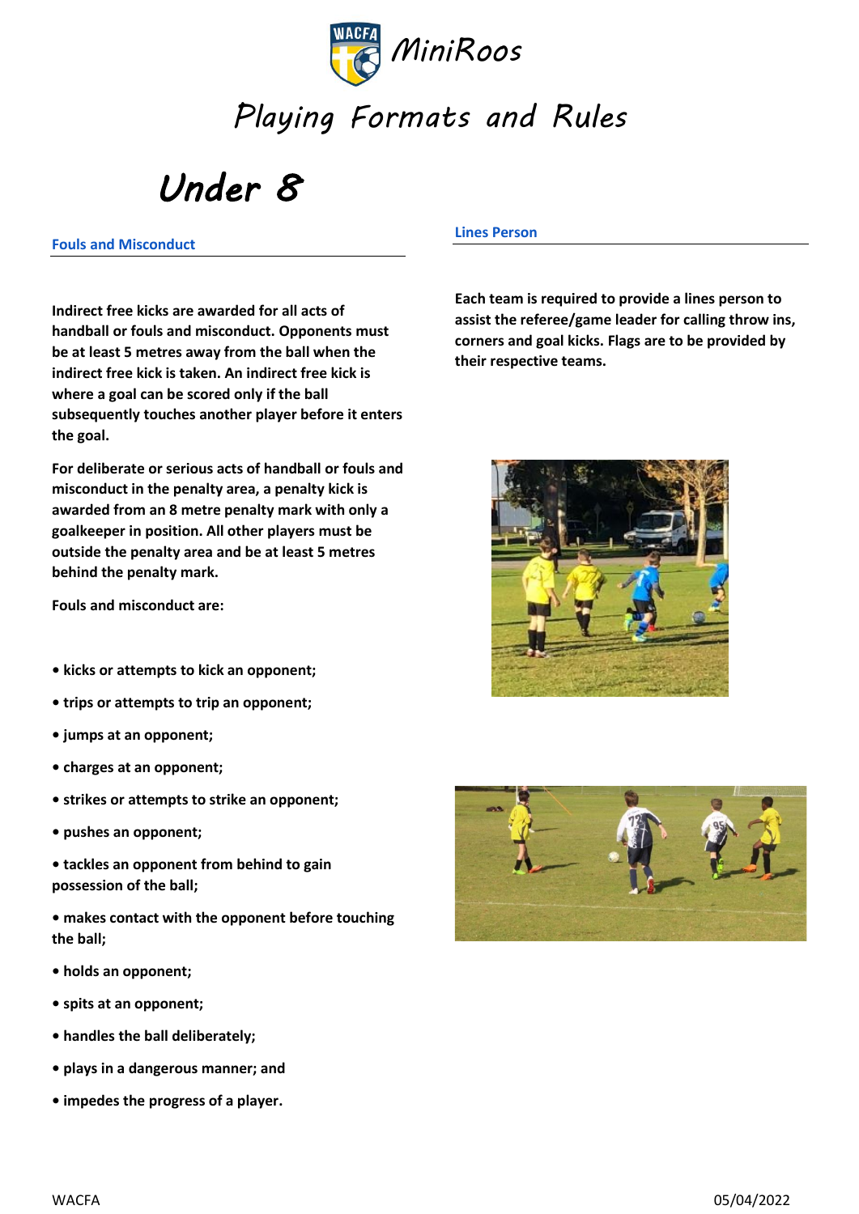# MiniRoos

## Playing Formats and Rules

# Under 8

### Fouls and Misconduct

**Indirect free kicks are awarded for all acts of handball or fouls and misconduct. Opponents must be at least 5 metres away from the ball when the indirect free kick is taken. An indirect free kick is where a goal can be scored only if the ball subsequently touches another player before it enters the goal.**

**For deliberate or serious acts of handball or fouls and misconduct in the penalty area, a penalty kick is awarded from an 8 metre penalty mark with only a goalkeeper in position. All other players must be outside the penalty area and be at least 5 metres behind the penalty mark.**

**Fouls and misconduct are:**

- **kicks or attempts to kick an opponent;**
- **trips or attempts to trip an opponent;**
- **jumps at an opponent;**
- **charges at an opponent;**
- **strikes or attempts to strike an opponent;**
- **pushes an opponent;**
- **tackles an opponent from behind to gain possession of the ball;**
- **makes contact with the opponent before touching the ball;**
- **holds an opponent;**
- **spits at an opponent;**
- **handles the ball deliberately;**
- **plays in a dangerous manner; and**
- **impedes the progress of a player.**

### Lines Person

**Each team is required to provide a lines person to assist the referee/game leader for calling throw ins, corners and goal kicks. Flags are to be provided by their respective teams.**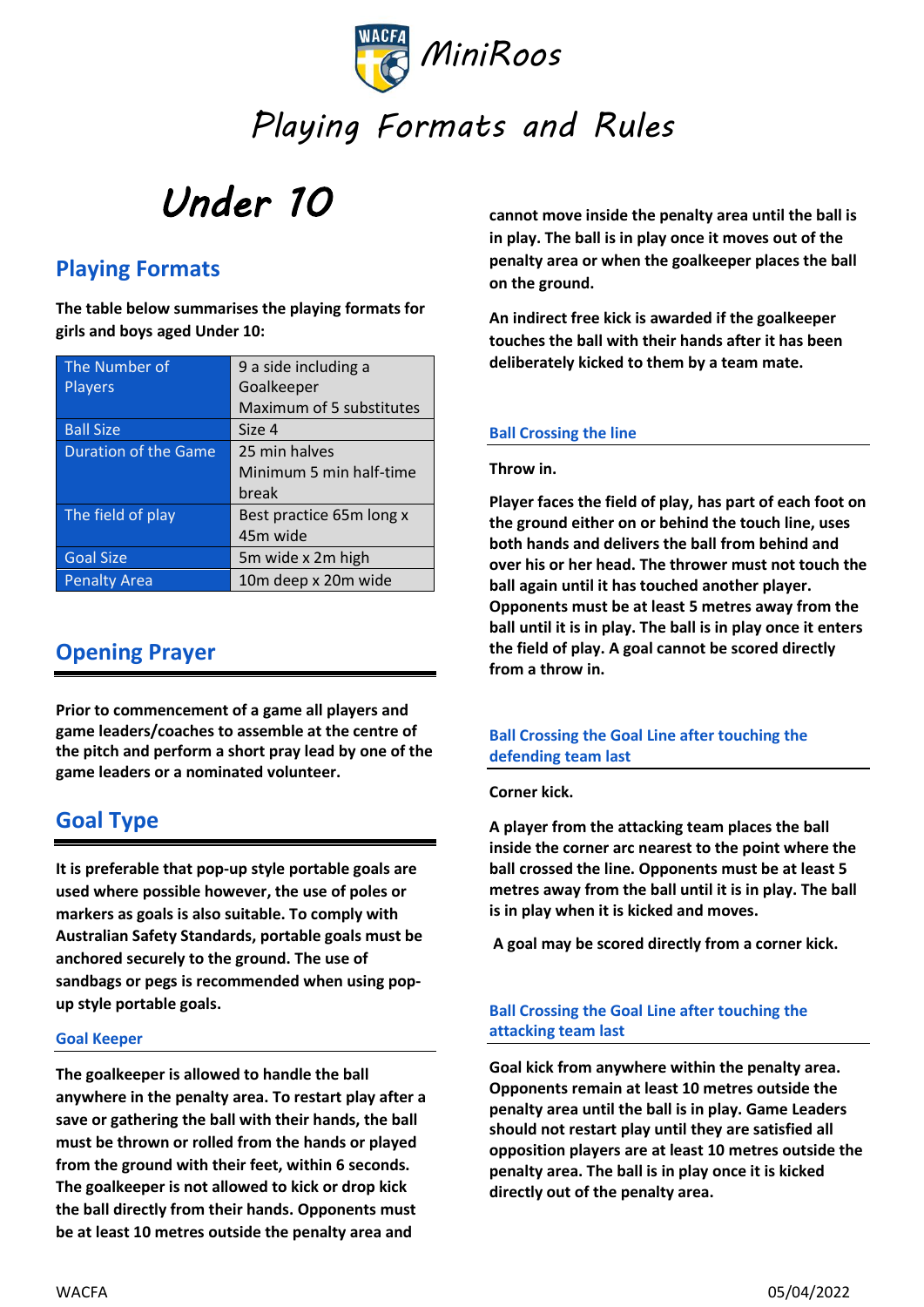MiniRoos

# Playing Formats and Rules

# Under 10

## Playing Formats

**The table below summarises the playing formats for girls and boys aged Under 10:**

| | |
|---|---|
| The Number of Players | 9 a side including a Goalkeeper<br>Maximum of 5 substitutes |
| Ball Size | Size 4 |
| Duration of the Game | 25 min halves<br>Minimum 5 min half-time break |
| The field of play | Best practice 65m long x 45m wide |
| Goal Size | 5m wide x 2m high |
| Penalty Area | 10m deep x 20m wide |

## Opening Prayer

**Prior to commencement of a game all players and game leaders/coaches to assemble at the centre of the pitch and perform a short pray lead by one of the game leaders or a nominated volunteer.**

## Goal Type

**It is preferable that pop-up style portable goals are used where possible however, the use of poles or markers as goals is also suitable. To comply with Australian Safety Standards, portable goals must be anchored securely to the ground. The use of sandbags or pegs is recommended when using pop-up style portable goals.**

### Goal Keeper

**The goalkeeper is allowed to handle the ball anywhere in the penalty area. To restart play after a save or gathering the ball with their hands, the ball must be thrown or rolled from the hands or played from the ground with their feet, within 6 seconds. The goalkeeper is not allowed to kick or drop kick the ball directly from their hands. Opponents must be at least 10 metres outside the penalty area and cannot move inside the penalty area until the ball is in play. The ball is in play once it moves out of the penalty area or when the goalkeeper places the ball on the ground.**

**An indirect free kick is awarded if the goalkeeper touches the ball with their hands after it has been deliberately kicked to them by a team mate.**

### Ball Crossing the line

**Throw in.**

**Player faces the field of play, has part of each foot on the ground either on or behind the touch line, uses both hands and delivers the ball from behind and over his or her head. The thrower must not touch the ball again until it has touched another player. Opponents must be at least 5 metres away from the ball until it is in play. The ball is in play once it enters the field of play. A goal cannot be scored directly from a throw in.**

### Ball Crossing the Goal Line after touching the defending team last

**Corner kick.**

**A player from the attacking team places the ball inside the corner arc nearest to the point where the ball crossed the line. Opponents must be at least 5 metres away from the ball until it is in play. The ball is in play when it is kicked and moves.**

**A goal may be scored directly from a corner kick.**

### Ball Crossing the Goal Line after touching the attacking team last

**Goal kick from anywhere within the penalty area. Opponents remain at least 10 metres outside the penalty area until the ball is in play. Game Leaders should not restart play until they are satisfied all opposition players are at least 10 metres outside the penalty area. The ball is in play once it is kicked directly out of the penalty area.**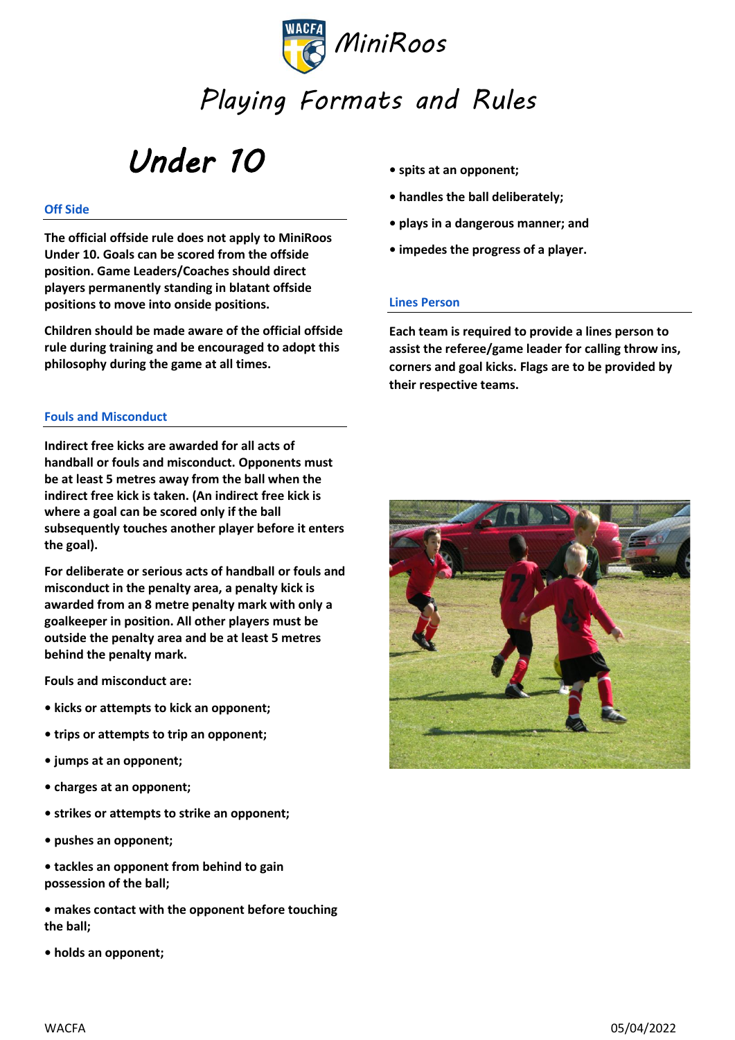# MiniRoos

## Playing Formats and Rules

# Under 10

### Off Side

**The official offside rule does not apply to MiniRoos Under 10. Goals can be scored from the offside position. Game Leaders/Coaches should direct players permanently standing in blatant offside positions to move into onside positions.**

**Children should be made aware of the official offside rule during training and be encouraged to adopt this philosophy during the game at all times.**

### Fouls and Misconduct

**Indirect free kicks are awarded for all acts of handball or fouls and misconduct. Opponents must be at least 5 metres away from the ball when the indirect free kick is taken. (An indirect free kick is where a goal can be scored only if the ball subsequently touches another player before it enters the goal).**

**For deliberate or serious acts of handball or fouls and misconduct in the penalty area, a penalty kick is awarded from an 8 metre penalty mark with only a goalkeeper in position. All other players must be outside the penalty area and be at least 5 metres behind the penalty mark.**

**Fouls and misconduct are:**

- **kicks or attempts to kick an opponent;**
- **trips or attempts to trip an opponent;**
- **jumps at an opponent;**
- **charges at an opponent;**
- **strikes or attempts to strike an opponent;**
- **pushes an opponent;**
- **tackles an opponent from behind to gain possession of the ball;**
- **makes contact with the opponent before touching the ball;**
- **holds an opponent;**
- **spits at an opponent;**
- **handles the ball deliberately;**
- **plays in a dangerous manner; and**
- **impedes the progress of a player.**

### Lines Person

**Each team is required to provide a lines person to assist the referee/game leader for calling throw ins, corners and goal kicks. Flags are to be provided by their respective teams.**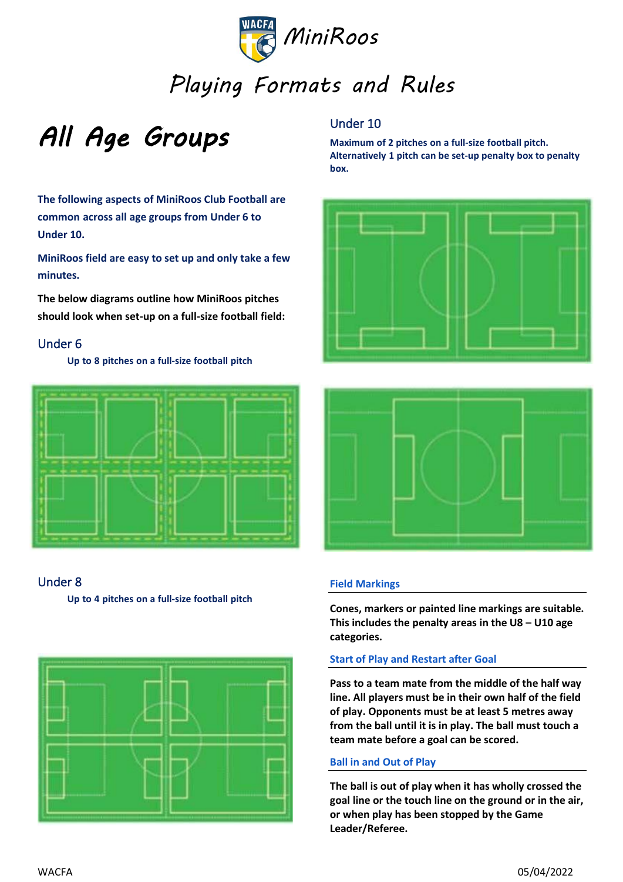# MiniRoos

# Playing Formats and Rules

## All Age Groups

**The following aspects of MiniRoos Club Football are common across all age groups from Under 6 to Under 10.**

**MiniRoos field are easy to set up and only take a few minutes.**

**The below diagrams outline how MiniRoos pitches should look when set-up on a full-size football field:**

### Under 6

**Up to 8 pitches on a full-size football pitch**

### Under 8

**Up to 4 pitches on a full-size football pitch**

### Under 10

**Maximum of 2 pitches on a full-size football pitch. Alternatively 1 pitch can be set-up penalty box to penalty box.**

### Field Markings

**Cones, markers or painted line markings are suitable. This includes the penalty areas in the U8 – U10 age categories.**

### Start of Play and Restart after Goal

**Pass to a team mate from the middle of the half way line. All players must be in their own half of the field of play. Opponents must be at least 5 metres away from the ball until it is in play. The ball must touch a team mate before a goal can be scored.**

### Ball in and Out of Play

**The ball is out of play when it has wholly crossed the goal line or the touch line on the ground or in the air, or when play has been stopped by the Game Leader/Referee.**

WACFA 05/04/2022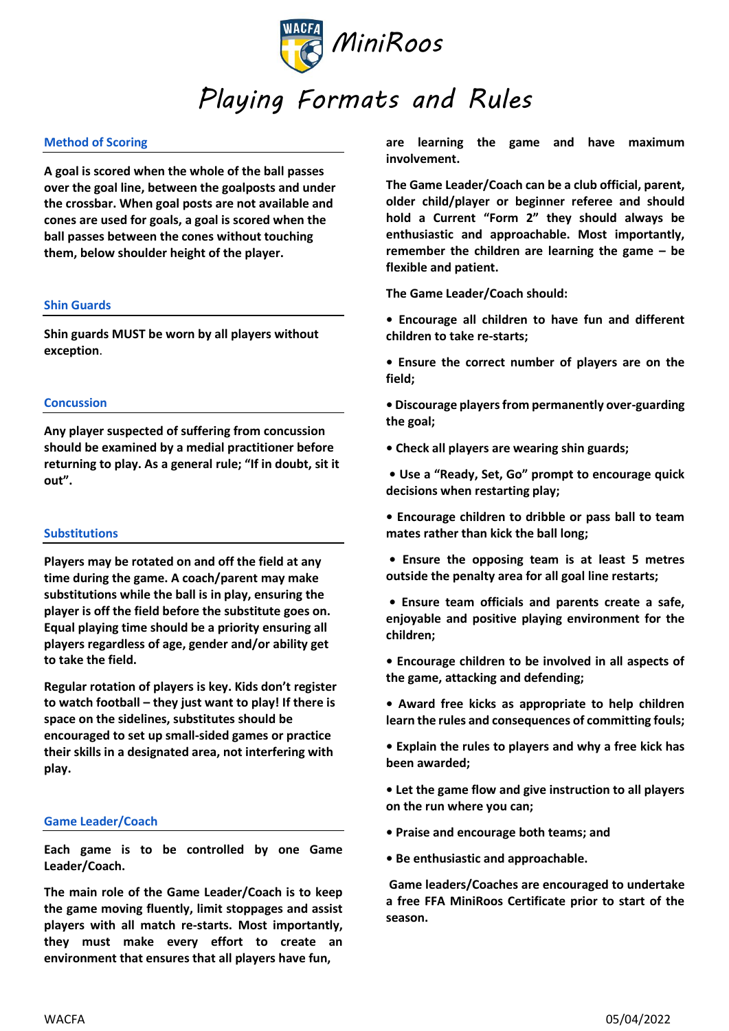# MiniRoos

# Playing Formats and Rules

## Method of Scoring

**A goal is scored when the whole of the ball passes over the goal line, between the goalposts and under the crossbar. When goal posts are not available and cones are used for goals, a goal is scored when the ball passes between the cones without touching them, below shoulder height of the player.**

## Shin Guards

**Shin guards MUST be worn by all players without exception.**

## Concussion

**Any player suspected of suffering from concussion should be examined by a medial practitioner before returning to play. As a general rule; "If in doubt, sit it out".**

## Substitutions

**Players may be rotated on and off the field at any time during the game. A coach/parent may make substitutions while the ball is in play, ensuring the player is off the field before the substitute goes on. Equal playing time should be a priority ensuring all players regardless of age, gender and/or ability get to take the field.**

**Regular rotation of players is key. Kids don't register to watch football – they just want to play! If there is space on the sidelines, substitutes should be encouraged to set up small-sided games or practice their skills in a designated area, not interfering with play.**

## Game Leader/Coach

**Each game is to be controlled by one Game Leader/Coach.**

**The main role of the Game Leader/Coach is to keep the game moving fluently, limit stoppages and assist players with all match re-starts. Most importantly, they must make every effort to create an environment that ensures that all players have fun, are learning the game and have maximum involvement.**

**The Game Leader/Coach can be a club official, parent, older child/player or beginner referee and should hold a Current "Form 2" they should always be enthusiastic and approachable. Most importantly, remember the children are learning the game – be flexible and patient.**

**The Game Leader/Coach should:**

- **Encourage all children to have fun and different children to take re-starts;**
- **Ensure the correct number of players are on the field;**
- **Discourage players from permanently over-guarding the goal;**
- **Check all players are wearing shin guards;**
- **Use a "Ready, Set, Go" prompt to encourage quick decisions when restarting play;**
- **Encourage children to dribble or pass ball to team mates rather than kick the ball long;**
- **Ensure the opposing team is at least 5 metres outside the penalty area for all goal line restarts;**
- **Ensure team officials and parents create a safe, enjoyable and positive playing environment for the children;**
- **Encourage children to be involved in all aspects of the game, attacking and defending;**
- **Award free kicks as appropriate to help children learn the rules and consequences of committing fouls;**
- **Explain the rules to players and why a free kick has been awarded;**
- **Let the game flow and give instruction to all players on the run where you can;**
- **Praise and encourage both teams; and**
- **Be enthusiastic and approachable.**

**Game leaders/Coaches are encouraged to undertake a free FFA MiniRoos Certificate prior to start of the season.**